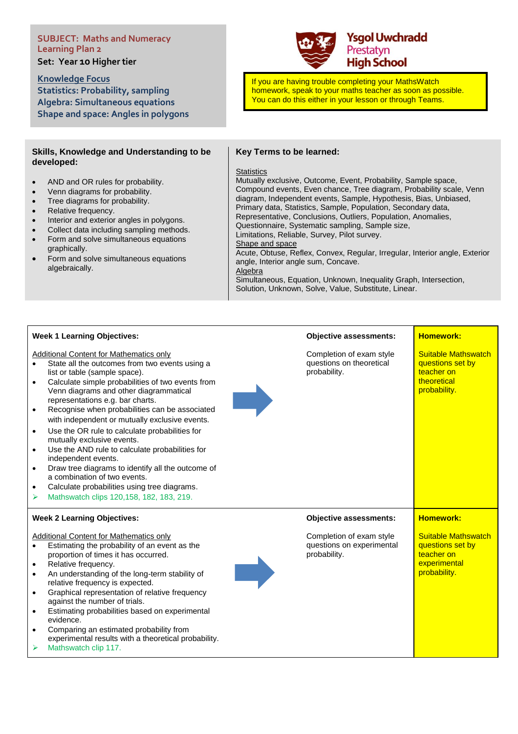**SUBJECT: Maths and Numeracy**
**Learning Plan 2**

**Set: Year 10 Higher tier**

**Knowledge Focus**
**Statistics: Probability, sampling**
**Algebra: Simultaneous equations**
**Shape and space: Angles in polygons**

**Ysgol Uwchradd Prestatyn High School**

If you are having trouble completing your MathsWatch homework, speak to your maths teacher as soon as possible. You can do this either in your lesson or through Teams.

## Skills, Knowledge and Understanding to be developed:

- AND and OR rules for probability.
- Venn diagrams for probability.
- Tree diagrams for probability.
- Relative frequency.
- Interior and exterior angles in polygons.
- Collect data including sampling methods.
- Form and solve simultaneous equations graphically.
- Form and solve simultaneous equations algebraically.

## Key Terms to be learned:

Statistics
Mutually exclusive, Outcome, Event, Probability, Sample space, Compound events, Even chance, Tree diagram, Probability scale, Venn diagram, Independent events, Sample, Hypothesis, Bias, Unbiased, Primary data, Statistics, Sample, Population, Secondary data, Representative, Conclusions, Outliers, Population, Anomalies, Questionnaire, Systematic sampling, Sample size, Limitations, Reliable, Survey, Pilot survey.

Shape and space
Acute, Obtuse, Reflex, Convex, Regular, Irregular, Interior angle, Exterior angle, Interior angle sum, Concave.

Algebra
Simultaneous, Equation, Unknown, Inequality Graph, Intersection, Solution, Unknown, Solve, Value, Substitute, Linear.

| Week 1 Learning Objectives: | Objective assessments: | Homework: |
|---|---|---|
| Additional Content for Mathematics only<br>• State all the outcomes from two events using a list or table (sample space).<br>• Calculate simple probabilities of two events from Venn diagrams and other diagrammatical representations e.g. bar charts.<br>• Recognise when probabilities can be associated with independent or mutually exclusive events.<br>• Use the OR rule to calculate probabilities for mutually exclusive events.<br>• Use the AND rule to calculate probabilities for independent events.<br>• Draw tree diagrams to identify all the outcome of a combination of two events.<br>• Calculate probabilities using tree diagrams.<br>➢ Mathswatch clips 120,158, 182, 183, 219. | Completion of exam style questions on theoretical probability. | Suitable Mathswatch questions set by teacher on theoretical probability. |
| **Week 2 Learning Objectives:** | **Objective assessments:** | **Homework:** |
| Additional Content for Mathematics only<br>• Estimating the probability of an event as the proportion of times it has occurred.<br>• Relative frequency.<br>• An understanding of the long-term stability of relative frequency is expected.<br>• Graphical representation of relative frequency against the number of trials.<br>• Estimating probabilities based on experimental evidence.<br>• Comparing an estimated probability from experimental results with a theoretical probability.<br>➢ Mathswatch clip 117. | Completion of exam style questions on experimental probability. | Suitable Mathswatch questions set by teacher on experimental probability. |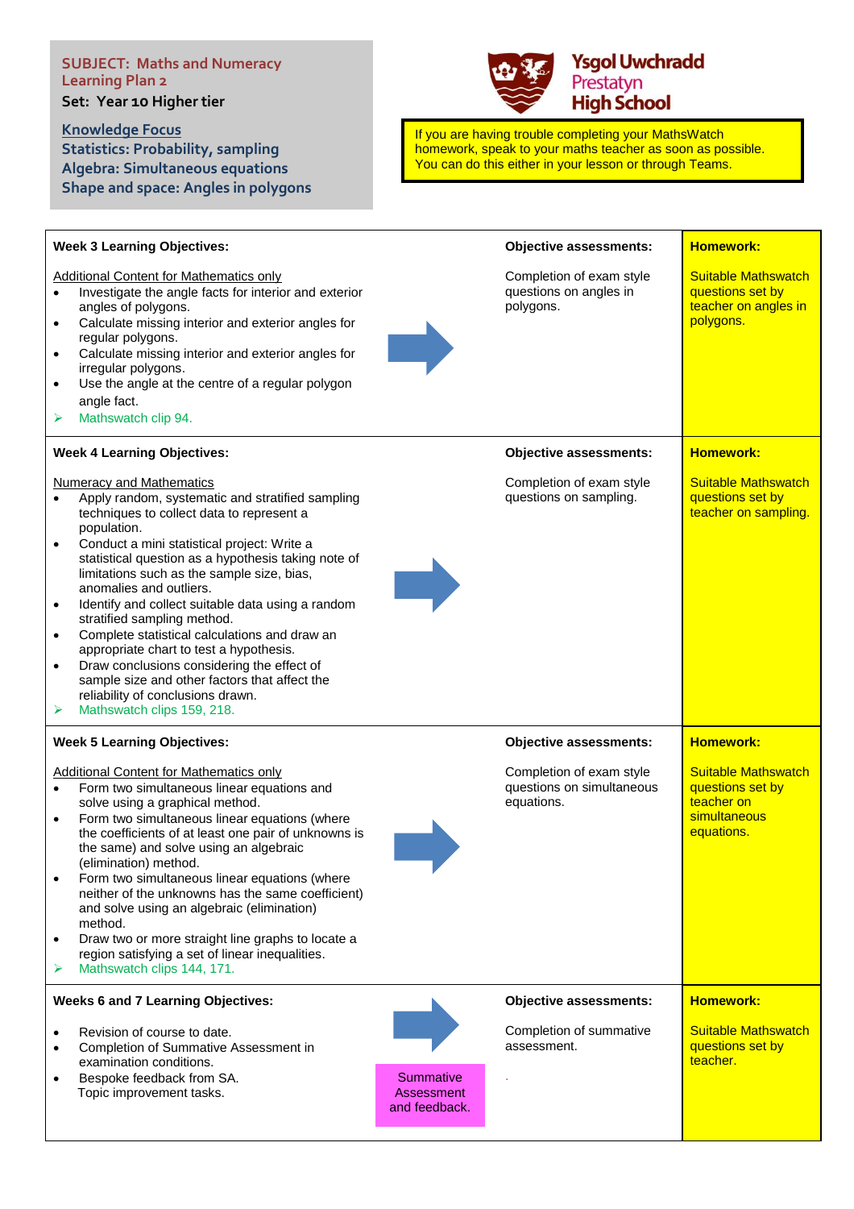**SUBJECT: Maths and Numeracy**
**Learning Plan 2**

**Set: Year 10 Higher tier**

**Knowledge Focus**
**Statistics: Probability, sampling**
**Algebra: Simultaneous equations**
**Shape and space: Angles in polygons**

**Ysgol Uwchradd Prestatyn High School**

If you are having trouble completing your MathsWatch homework, speak to your maths teacher as soon as possible. You can do this either in your lesson or through Teams.

| Learning Objectives | | Objective assessments | Homework |
|---|---|---|---|
| **Week 3 Learning Objectives:**<br><br>Additional Content for Mathematics only<br>• Investigate the angle facts for interior and exterior angles of polygons.<br>• Calculate missing interior and exterior angles for regular polygons.<br>• Calculate missing interior and exterior angles for irregular polygons.<br>• Use the angle at the centre of a regular polygon angle fact.<br>➢ Mathswatch clip 94. | → | **Objective assessments:**<br><br>Completion of exam style questions on angles in polygons. | **Homework:**<br><br>Suitable Mathswatch questions set by teacher on angles in polygons. |
| **Week 4 Learning Objectives:**<br><br>Numeracy and Mathematics<br>• Apply random, systematic and stratified sampling techniques to collect data to represent a population.<br>• Conduct a mini statistical project: Write a statistical question as a hypothesis taking note of limitations such as the sample size, bias, anomalies and outliers.<br>• Identify and collect suitable data using a random stratified sampling method.<br>• Complete statistical calculations and draw an appropriate chart to test a hypothesis.<br>• Draw conclusions considering the effect of sample size and other factors that affect the reliability of conclusions drawn.<br>➢ Mathswatch clips 159, 218. | → | **Objective assessments:**<br><br>Completion of exam style questions on sampling. | **Homework:**<br><br>Suitable Mathswatch questions set by teacher on sampling. |
| **Week 5 Learning Objectives:**<br><br>Additional Content for Mathematics only<br>• Form two simultaneous linear equations and solve using a graphical method.<br>• Form two simultaneous linear equations (where the coefficients of at least one pair of unknowns is the same) and solve using an algebraic (elimination) method.<br>• Form two simultaneous linear equations (where neither of the unknowns has the same coefficient) and solve using an algebraic (elimination) method.<br>• Draw two or more straight line graphs to locate a region satisfying a set of linear inequalities.<br>➢ Mathswatch clips 144, 171. | → | **Objective assessments:**<br><br>Completion of exam style questions on simultaneous equations. | **Homework:**<br><br>Suitable Mathswatch questions set by teacher on simultaneous equations. |
| **Weeks 6 and 7 Learning Objectives:**<br><br>• Revision of course to date.<br>• Completion of Summative Assessment in examination conditions.<br>• Bespoke feedback from SA.<br>Topic improvement tasks. | →<br>Summative Assessment and feedback. | **Objective assessments:**<br><br>Completion of summative assessment. | **Homework:**<br><br>Suitable Mathswatch questions set by teacher. |